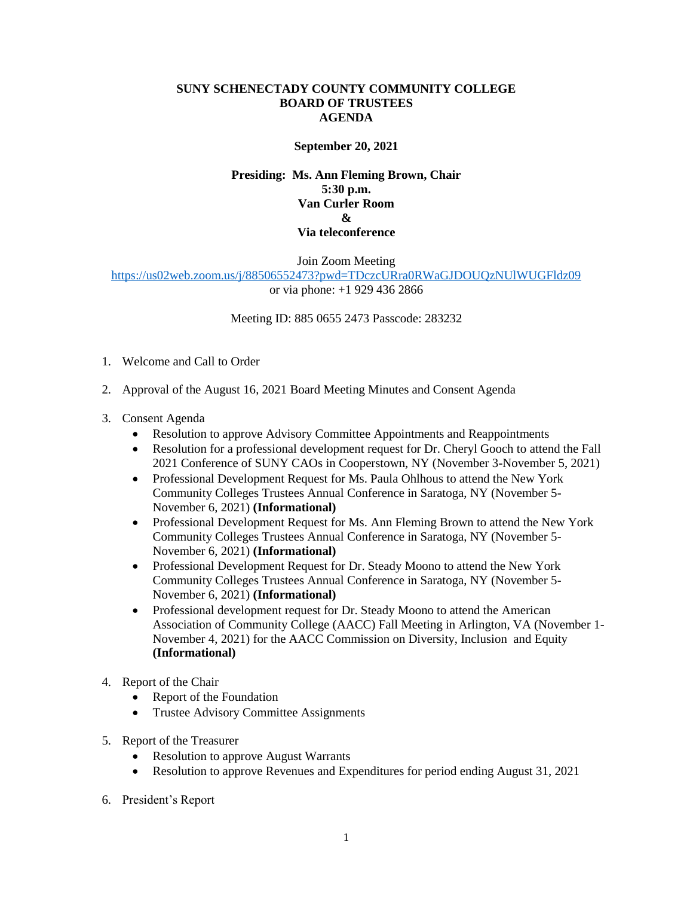**SUNY SCHENECTADY COUNTY COMMUNITY COLLEGE**
**BOARD OF TRUSTEES**
**AGENDA**

**September 20, 2021**

**Presiding: Ms. Ann Fleming Brown, Chair**
**5:30 p.m.**
**Van Curler Room**
**&**
**Via teleconference**

Join Zoom Meeting
https://us02web.zoom.us/j/88506552473?pwd=TDczcURra0RWaGJDOUQzNUlWUGFldz09
or via phone: +1 929 436 2866

Meeting ID: 885 0655 2473 Passcode: 283232

1. Welcome and Call to Order

2. Approval of the August 16, 2021 Board Meeting Minutes and Consent Agenda

3. Consent Agenda
   - Resolution to approve Advisory Committee Appointments and Reappointments
   - Resolution for a professional development request for Dr. Cheryl Gooch to attend the Fall 2021 Conference of SUNY CAOs in Cooperstown, NY (November 3-November 5, 2021)
   - Professional Development Request for Ms. Paula Ohlhous to attend the New York Community Colleges Trustees Annual Conference in Saratoga, NY (November 5-November 6, 2021) **(Informational)**
   - Professional Development Request for Ms. Ann Fleming Brown to attend the New York Community Colleges Trustees Annual Conference in Saratoga, NY (November 5-November 6, 2021) **(Informational)**
   - Professional Development Request for Dr. Steady Moono to attend the New York Community Colleges Trustees Annual Conference in Saratoga, NY (November 5-November 6, 2021) **(Informational)**
   - Professional development request for Dr. Steady Moono to attend the American Association of Community College (AACC) Fall Meeting in Arlington, VA (November 1-November 4, 2021) for the AACC Commission on Diversity, Inclusion and Equity **(Informational)**

4. Report of the Chair
   - Report of the Foundation
   - Trustee Advisory Committee Assignments

5. Report of the Treasurer
   - Resolution to approve August Warrants
   - Resolution to approve Revenues and Expenditures for period ending August 31, 2021

6. President's Report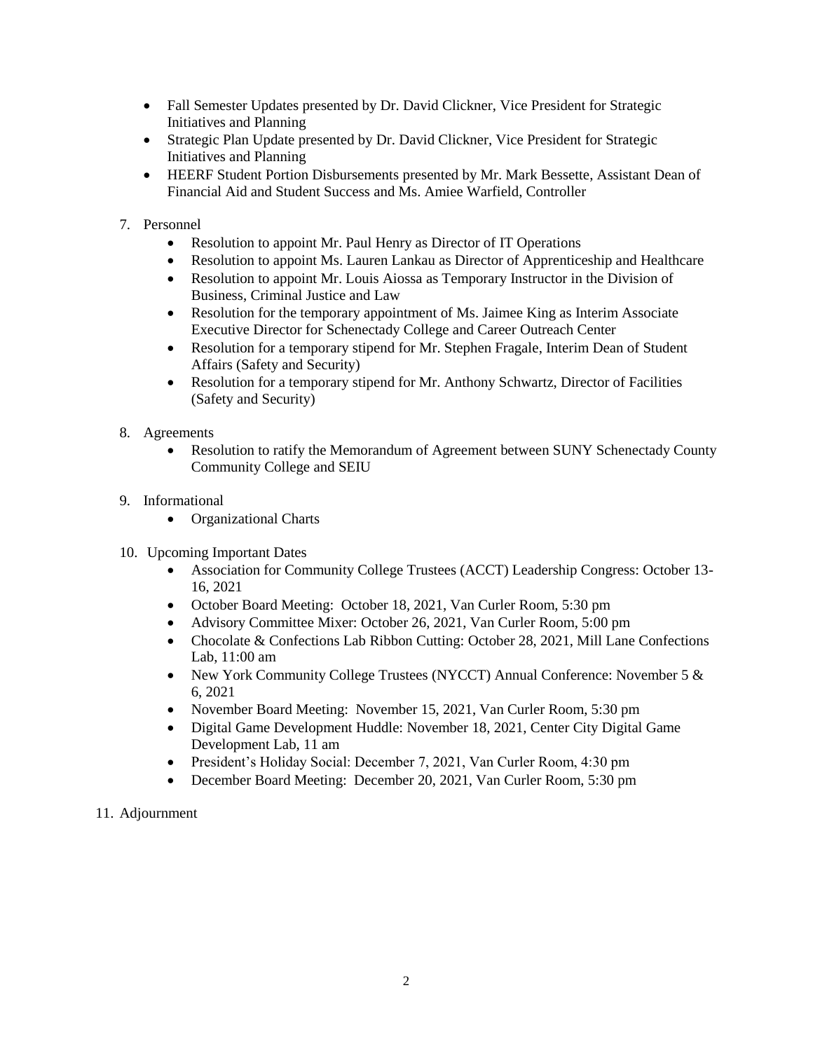- Fall Semester Updates presented by Dr. David Clickner, Vice President for Strategic Initiatives and Planning
- Strategic Plan Update presented by Dr. David Clickner, Vice President for Strategic Initiatives and Planning
- HEERF Student Portion Disbursements presented by Mr. Mark Bessette, Assistant Dean of Financial Aid and Student Success and Ms. Amiee Warfield, Controller

7. Personnel
    - Resolution to appoint Mr. Paul Henry as Director of IT Operations
    - Resolution to appoint Ms. Lauren Lankau as Director of Apprenticeship and Healthcare
    - Resolution to appoint Mr. Louis Aiossa as Temporary Instructor in the Division of Business, Criminal Justice and Law
    - Resolution for the temporary appointment of Ms. Jaimee King as Interim Associate Executive Director for Schenectady College and Career Outreach Center
    - Resolution for a temporary stipend for Mr. Stephen Fragale, Interim Dean of Student Affairs (Safety and Security)
    - Resolution for a temporary stipend for Mr. Anthony Schwartz, Director of Facilities (Safety and Security)

8. Agreements
    - Resolution to ratify the Memorandum of Agreement between SUNY Schenectady County Community College and SEIU

9. Informational
    - Organizational Charts

10. Upcoming Important Dates
    - Association for Community College Trustees (ACCT) Leadership Congress: October 13-16, 2021
    - October Board Meeting: October 18, 2021, Van Curler Room, 5:30 pm
    - Advisory Committee Mixer: October 26, 2021, Van Curler Room, 5:00 pm
    - Chocolate & Confections Lab Ribbon Cutting: October 28, 2021, Mill Lane Confections Lab, 11:00 am
    - New York Community College Trustees (NYCCT) Annual Conference: November 5 & 6, 2021
    - November Board Meeting: November 15, 2021, Van Curler Room, 5:30 pm
    - Digital Game Development Huddle: November 18, 2021, Center City Digital Game Development Lab, 11 am
    - President's Holiday Social: December 7, 2021, Van Curler Room, 4:30 pm
    - December Board Meeting: December 20, 2021, Van Curler Room, 5:30 pm

11. Adjournment